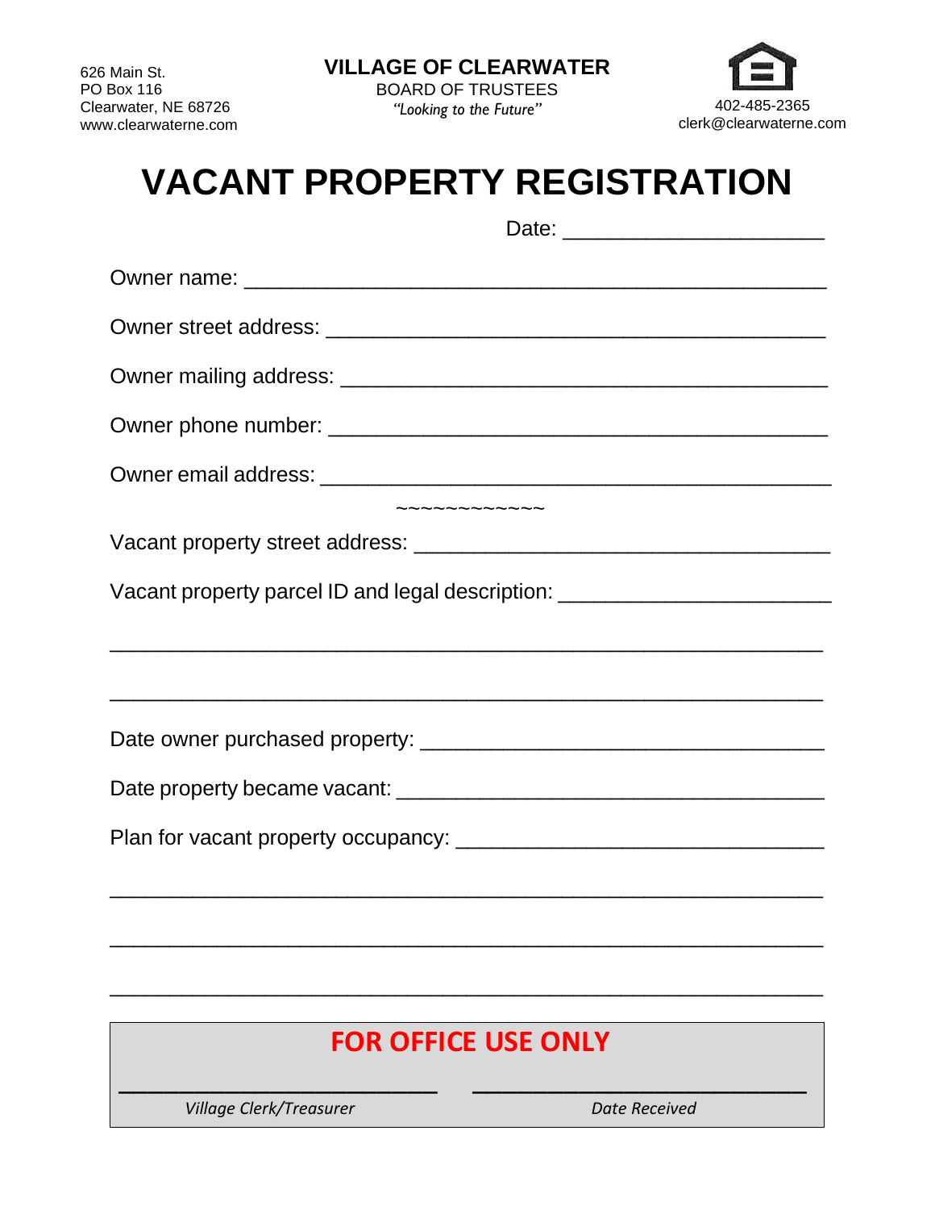626 Main St.
PO Box 116
Clearwater, NE 68726
www.clearwaterne.com

**VILLAGE OF CLEARWATER**
BOARD OF TRUSTEES
*"Looking to the Future"*

402-485-2365
clerk@clearwaterne.com

# VACANT PROPERTY REGISTRATION

Date: ____________________

Owner name: ____________________________________________

Owner street address: ______________________________________

Owner mailing address: _____________________________________

Owner phone number: ______________________________________

Owner email address: _______________________________________

~~~~~~~~~~~~~

Vacant property street address: _______________________________

Vacant property parcel ID and legal description: ____________________

_______________________________________________________

_______________________________________________________

Date owner purchased property: _______________________________

Date property became vacant: _________________________________

Plan for vacant property occupancy: ____________________________

_______________________________________________________

_______________________________________________________

_______________________________________________________

**FOR OFFICE USE ONLY**

| _________________________ | _________________________ |
|---|---|
| *Village Clerk/Treasurer* | *Date Received* |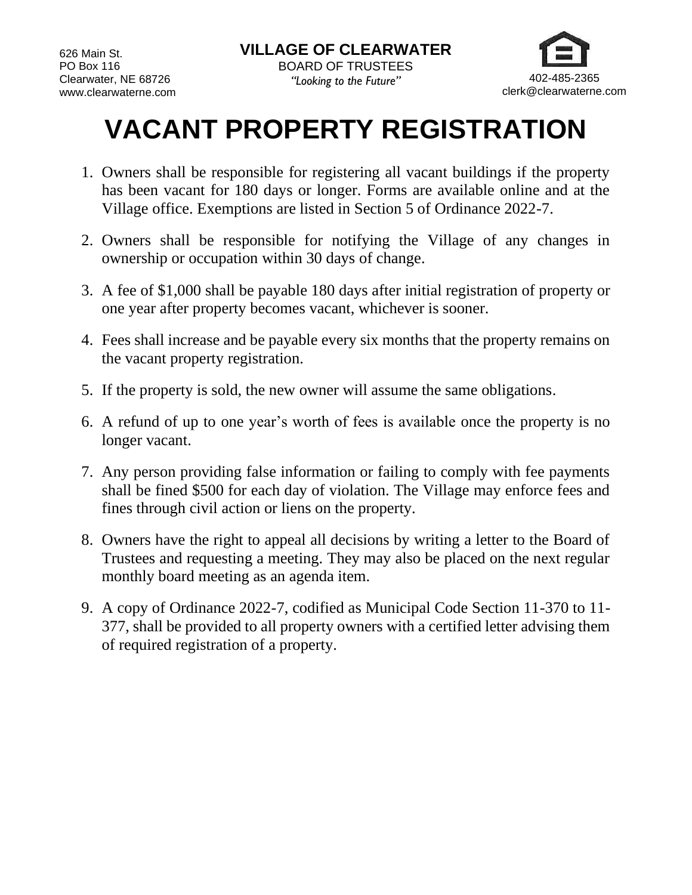626 Main St.
PO Box 116
Clearwater, NE 68726
www.clearwaterne.com

**VILLAGE OF CLEARWATER**
BOARD OF TRUSTEES
*"Looking to the Future"*

402-485-2365
clerk@clearwaterne.com

# VACANT PROPERTY REGISTRATION

1. Owners shall be responsible for registering all vacant buildings if the property has been vacant for 180 days or longer. Forms are available online and at the Village office. Exemptions are listed in Section 5 of Ordinance 2022-7.
2. Owners shall be responsible for notifying the Village of any changes in ownership or occupation within 30 days of change.
3. A fee of $1,000 shall be payable 180 days after initial registration of property or one year after property becomes vacant, whichever is sooner.
4. Fees shall increase and be payable every six months that the property remains on the vacant property registration.
5. If the property is sold, the new owner will assume the same obligations.
6. A refund of up to one year's worth of fees is available once the property is no longer vacant.
7. Any person providing false information or failing to comply with fee payments shall be fined $500 for each day of violation. The Village may enforce fees and fines through civil action or liens on the property.
8. Owners have the right to appeal all decisions by writing a letter to the Board of Trustees and requesting a meeting. They may also be placed on the next regular monthly board meeting as an agenda item.
9. A copy of Ordinance 2022-7, codified as Municipal Code Section 11-370 to 11-377, shall be provided to all property owners with a certified letter advising them of required registration of a property.